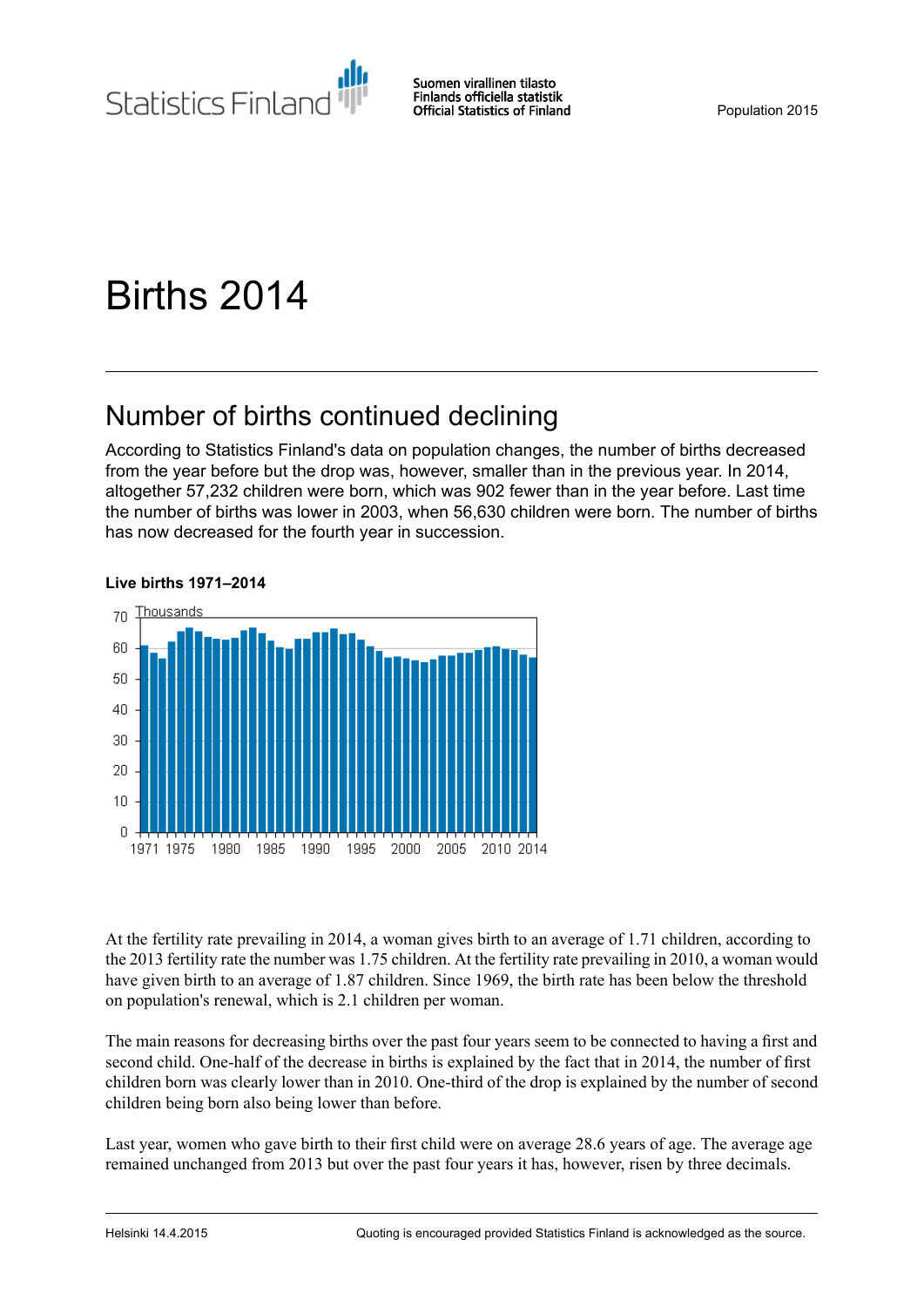Suomen virallinen tilasto
Finlands officiella statistik
Official Statistics of Finland

Population 2015

# Births 2014

## Number of births continued declining

According to Statistics Finland's data on population changes, the number of births decreased from the year before but the drop was, however, smaller than in the previous year. In 2014, altogether 57,232 children were born, which was 902 fewer than in the year before. Last time the number of births was lower in 2003, when 56,630 children were born. The number of births has now decreased for the fourth year in succession.

**Live births 1971–2014**

At the fertility rate prevailing in 2014, a woman gives birth to an average of 1.71 children, according to the 2013 fertility rate the number was 1.75 children. At the fertility rate prevailing in 2010, a woman would have given birth to an average of 1.87 children. Since 1969, the birth rate has been below the threshold on population's renewal, which is 2.1 children per woman.

The main reasons for decreasing births over the past four years seem to be connected to having a first and second child. One-half of the decrease in births is explained by the fact that in 2014, the number of first children born was clearly lower than in 2010. One-third of the drop is explained by the number of second children being born also being lower than before.

Last year, women who gave birth to their first child were on average 28.6 years of age. The average age remained unchanged from 2013 but over the past four years it has, however, risen by three decimals.

Helsinki 14.4.2015

Quoting is encouraged provided Statistics Finland is acknowledged as the source.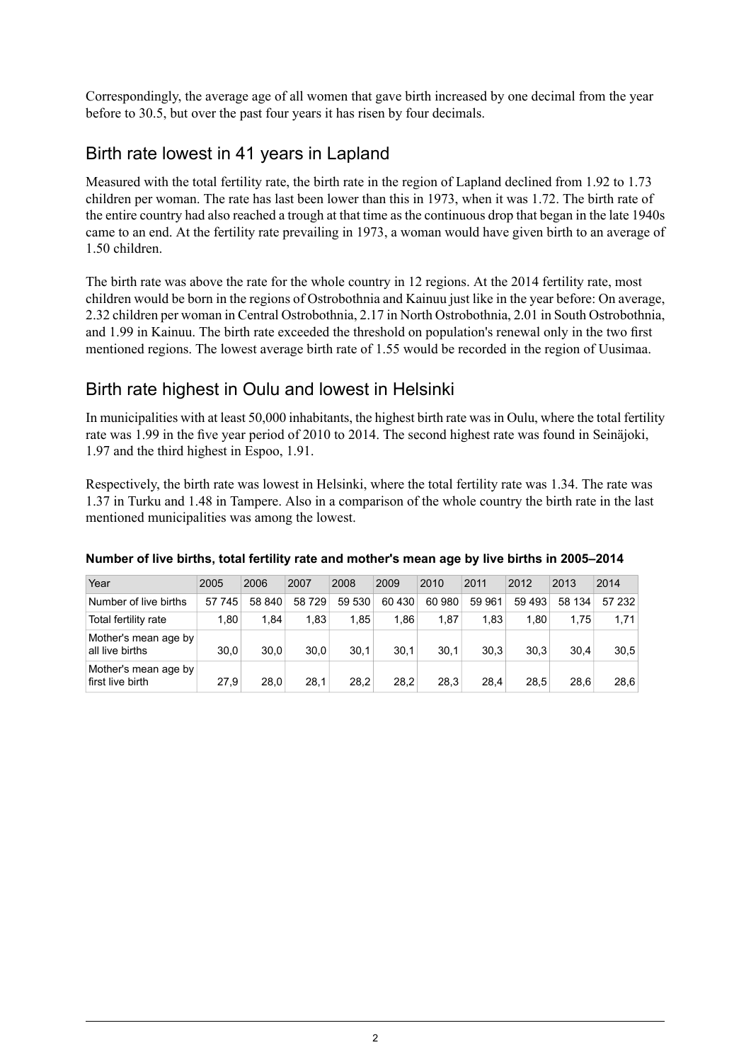Correspondingly, the average age of all women that gave birth increased by one decimal from the year before to 30.5, but over the past four years it has risen by four decimals.

## Birth rate lowest in 41 years in Lapland

Measured with the total fertility rate, the birth rate in the region of Lapland declined from 1.92 to 1.73 children per woman. The rate has last been lower than this in 1973, when it was 1.72. The birth rate of the entire country had also reached a trough at that time as the continuous drop that began in the late 1940s came to an end. At the fertility rate prevailing in 1973, a woman would have given birth to an average of 1.50 children.

The birth rate was above the rate for the whole country in 12 regions. At the 2014 fertility rate, most children would be born in the regions of Ostrobothnia and Kainuu just like in the year before: On average, 2.32 children per woman in Central Ostrobothnia, 2.17 in North Ostrobothnia, 2.01 in South Ostrobothnia, and 1.99 in Kainuu. The birth rate exceeded the threshold on population's renewal only in the two first mentioned regions. The lowest average birth rate of 1.55 would be recorded in the region of Uusimaa.

## Birth rate highest in Oulu and lowest in Helsinki

In municipalities with at least 50,000 inhabitants, the highest birth rate was in Oulu, where the total fertility rate was 1.99 in the five year period of 2010 to 2014. The second highest rate was found in Seinäjoki, 1.97 and the third highest in Espoo, 1.91.

Respectively, the birth rate was lowest in Helsinki, where the total fertility rate was 1.34. The rate was 1.37 in Turku and 1.48 in Tampere. Also in a comparison of the whole country the birth rate in the last mentioned municipalities was among the lowest.

**Number of live births, total fertility rate and mother's mean age by live births in 2005–2014**

| Year | 2005 | 2006 | 2007 | 2008 | 2009 | 2010 | 2011 | 2012 | 2013 | 2014 |
|---|---|---|---|---|---|---|---|---|---|---|
| Number of live births | 57 745 | 58 840 | 58 729 | 59 530 | 60 430 | 60 980 | 59 961 | 59 493 | 58 134 | 57 232 |
| Total fertility rate | 1,80 | 1,84 | 1,83 | 1,85 | 1,86 | 1,87 | 1,83 | 1,80 | 1,75 | 1,71 |
| Mother's mean age by all live births | 30,0 | 30,0 | 30,0 | 30,1 | 30,1 | 30,1 | 30,3 | 30,3 | 30,4 | 30,5 |
| Mother's mean age by first live birth | 27,9 | 28,0 | 28,1 | 28,2 | 28,2 | 28,3 | 28,4 | 28,5 | 28,6 | 28,6 |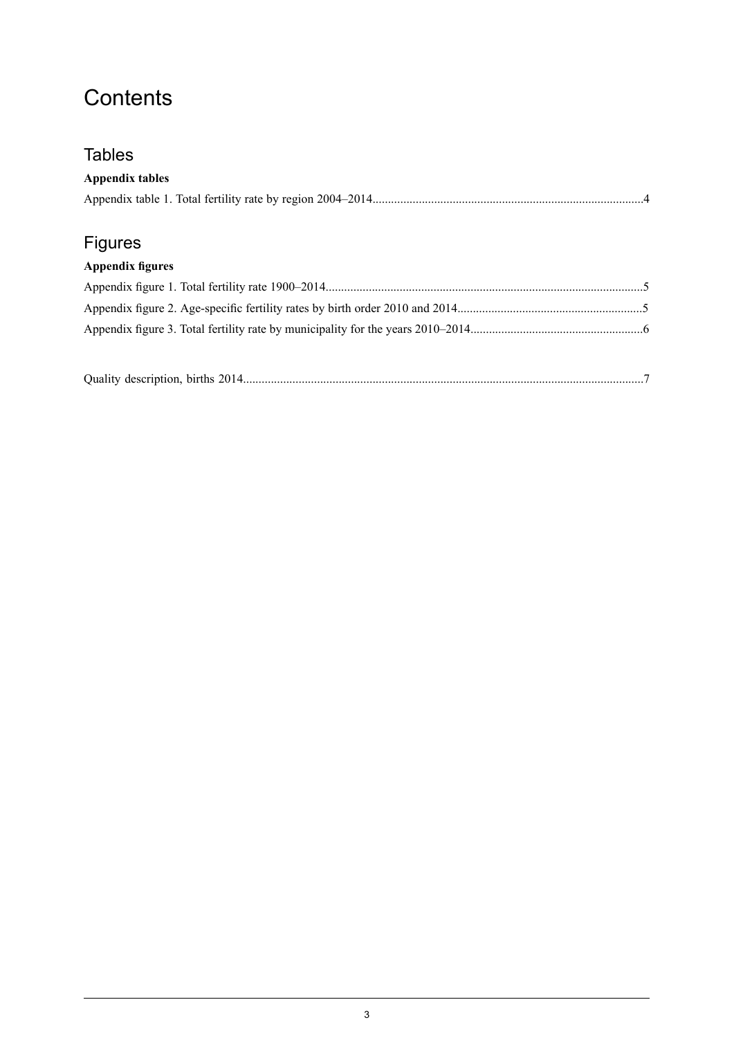# Contents

## Tables

**Appendix tables**

Appendix table 1. Total fertility rate by region 2004–2014......................................................................................4

## Figures

**Appendix figures**

Appendix figure 1. Total fertility rate 1900–2014......................................................................................................5

Appendix figure 2. Age-specific fertility rates by birth order 2010 and 2014...........................................................5

Appendix figure 3. Total fertility rate by municipality for the years 2010–2014.......................................................6

Quality description, births 2014................................................................................................................................7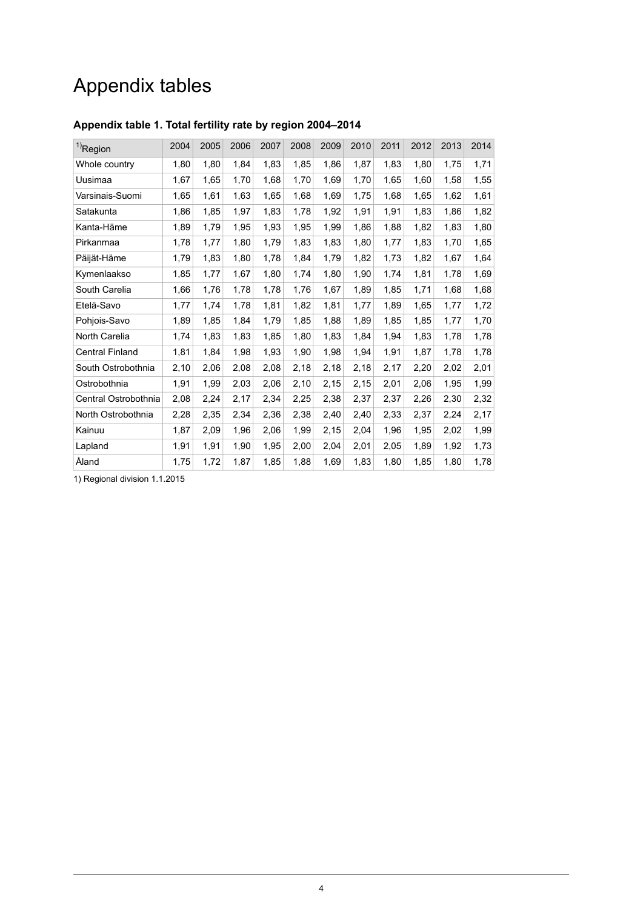# Appendix tables

### Appendix table 1. Total fertility rate by region 2004–2014

| [1]Region | 2004 | 2005 | 2006 | 2007 | 2008 | 2009 | 2010 | 2011 | 2012 | 2013 | 2014 |
|---|---|---|---|---|---|---|---|---|---|---|---|
| Whole country | 1,80 | 1,80 | 1,84 | 1,83 | 1,85 | 1,86 | 1,87 | 1,83 | 1,80 | 1,75 | 1,71 |
| Uusimaa | 1,67 | 1,65 | 1,70 | 1,68 | 1,70 | 1,69 | 1,70 | 1,65 | 1,60 | 1,58 | 1,55 |
| Varsinais-Suomi | 1,65 | 1,61 | 1,63 | 1,65 | 1,68 | 1,69 | 1,75 | 1,68 | 1,65 | 1,62 | 1,61 |
| Satakunta | 1,86 | 1,85 | 1,97 | 1,83 | 1,78 | 1,92 | 1,91 | 1,91 | 1,83 | 1,86 | 1,82 |
| Kanta-Häme | 1,89 | 1,79 | 1,95 | 1,93 | 1,95 | 1,99 | 1,86 | 1,88 | 1,82 | 1,83 | 1,80 |
| Pirkanmaa | 1,78 | 1,77 | 1,80 | 1,79 | 1,83 | 1,83 | 1,80 | 1,77 | 1,83 | 1,70 | 1,65 |
| Päijät-Häme | 1,79 | 1,83 | 1,80 | 1,78 | 1,84 | 1,79 | 1,82 | 1,73 | 1,82 | 1,67 | 1,64 |
| Kymenlaakso | 1,85 | 1,77 | 1,67 | 1,80 | 1,74 | 1,80 | 1,90 | 1,74 | 1,81 | 1,78 | 1,69 |
| South Carelia | 1,66 | 1,76 | 1,78 | 1,78 | 1,76 | 1,67 | 1,89 | 1,85 | 1,71 | 1,68 | 1,68 |
| Etelä-Savo | 1,77 | 1,74 | 1,78 | 1,81 | 1,82 | 1,81 | 1,77 | 1,89 | 1,65 | 1,77 | 1,72 |
| Pohjois-Savo | 1,89 | 1,85 | 1,84 | 1,79 | 1,85 | 1,88 | 1,89 | 1,85 | 1,85 | 1,77 | 1,70 |
| North Carelia | 1,74 | 1,83 | 1,83 | 1,85 | 1,80 | 1,83 | 1,84 | 1,94 | 1,83 | 1,78 | 1,78 |
| Central Finland | 1,81 | 1,84 | 1,98 | 1,93 | 1,90 | 1,98 | 1,94 | 1,91 | 1,87 | 1,78 | 1,78 |
| South Ostrobothnia | 2,10 | 2,06 | 2,08 | 2,08 | 2,18 | 2,18 | 2,18 | 2,17 | 2,20 | 2,02 | 2,01 |
| Ostrobothnia | 1,91 | 1,99 | 2,03 | 2,06 | 2,10 | 2,15 | 2,15 | 2,01 | 2,06 | 1,95 | 1,99 |
| Central Ostrobothnia | 2,08 | 2,24 | 2,17 | 2,34 | 2,25 | 2,38 | 2,37 | 2,37 | 2,26 | 2,30 | 2,32 |
| North Ostrobothnia | 2,28 | 2,35 | 2,34 | 2,36 | 2,38 | 2,40 | 2,40 | 2,33 | 2,37 | 2,24 | 2,17 |
| Kainuu | 1,87 | 2,09 | 1,96 | 2,06 | 1,99 | 2,15 | 2,04 | 1,96 | 1,95 | 2,02 | 1,99 |
| Lapland | 1,91 | 1,91 | 1,90 | 1,95 | 2,00 | 2,04 | 2,01 | 2,05 | 1,89 | 1,92 | 1,73 |
| Åland | 1,75 | 1,72 | 1,87 | 1,85 | 1,88 | 1,69 | 1,83 | 1,80 | 1,85 | 1,80 | 1,78 |

1) Regional division 1.1.2015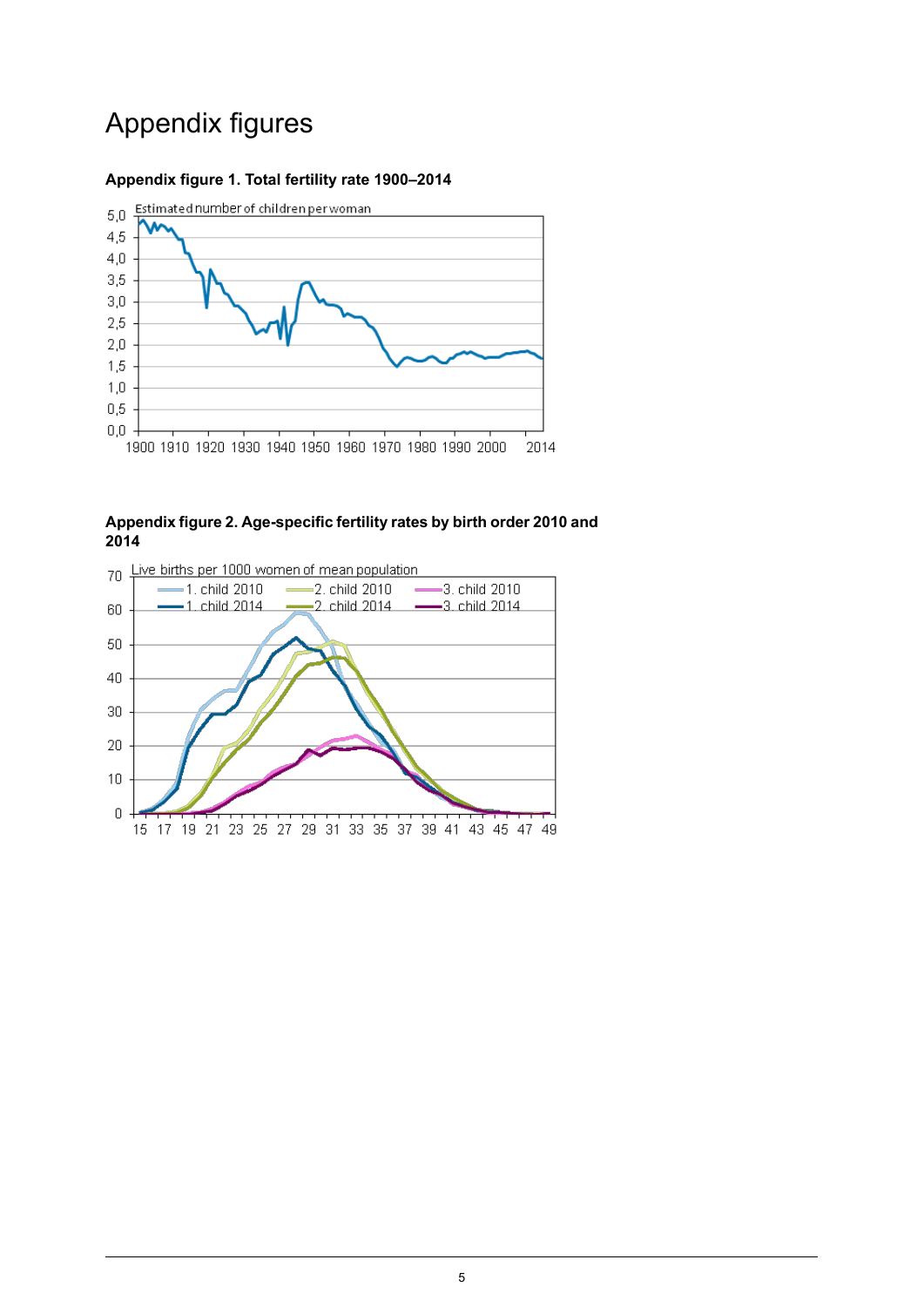# Appendix figures

**Appendix figure 1. Total fertility rate 1900–2014**

**Appendix figure 2. Age-specific fertility rates by birth order 2010 and 2014**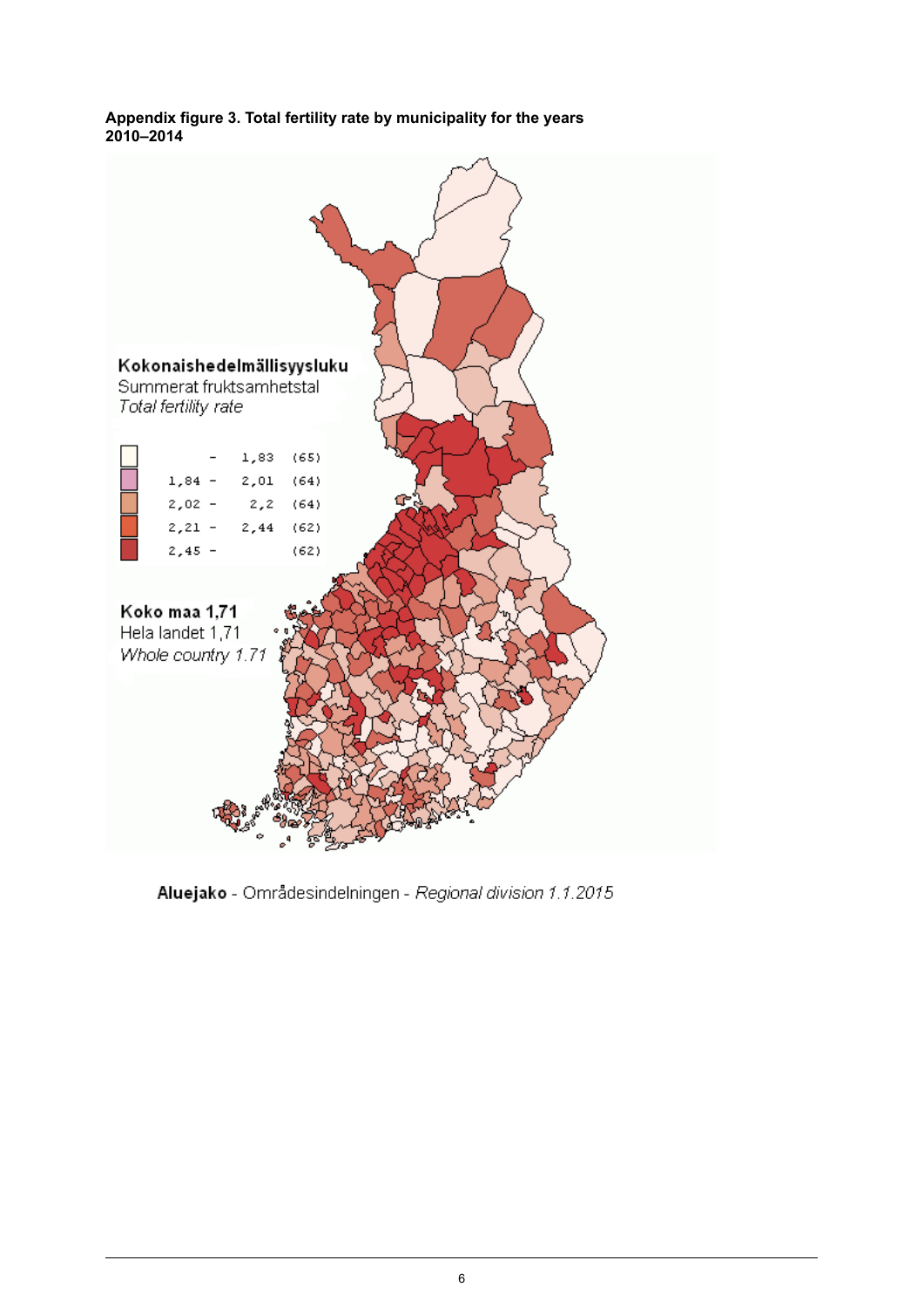**Appendix figure 3. Total fertility rate by municipality for the years 2010–2014**

**Kokonaishedelmällisyysluku**
Summerat fruktsamhetstal
*Total fertility rate*

| | | |
|---|---|---|
| – 1,83 | (65) |
| 1,84 – 2,01 | (64) |
| 2,02 – 2,2 | (64) |
| 2,21 – 2,44 | (62) |
| 2,45 – | (62) |

**Koko maa 1,71**
Hela landet 1,71
*Whole country 1.71*

**Aluejako** - Områdesindelningen - *Regional division 1.1.2015*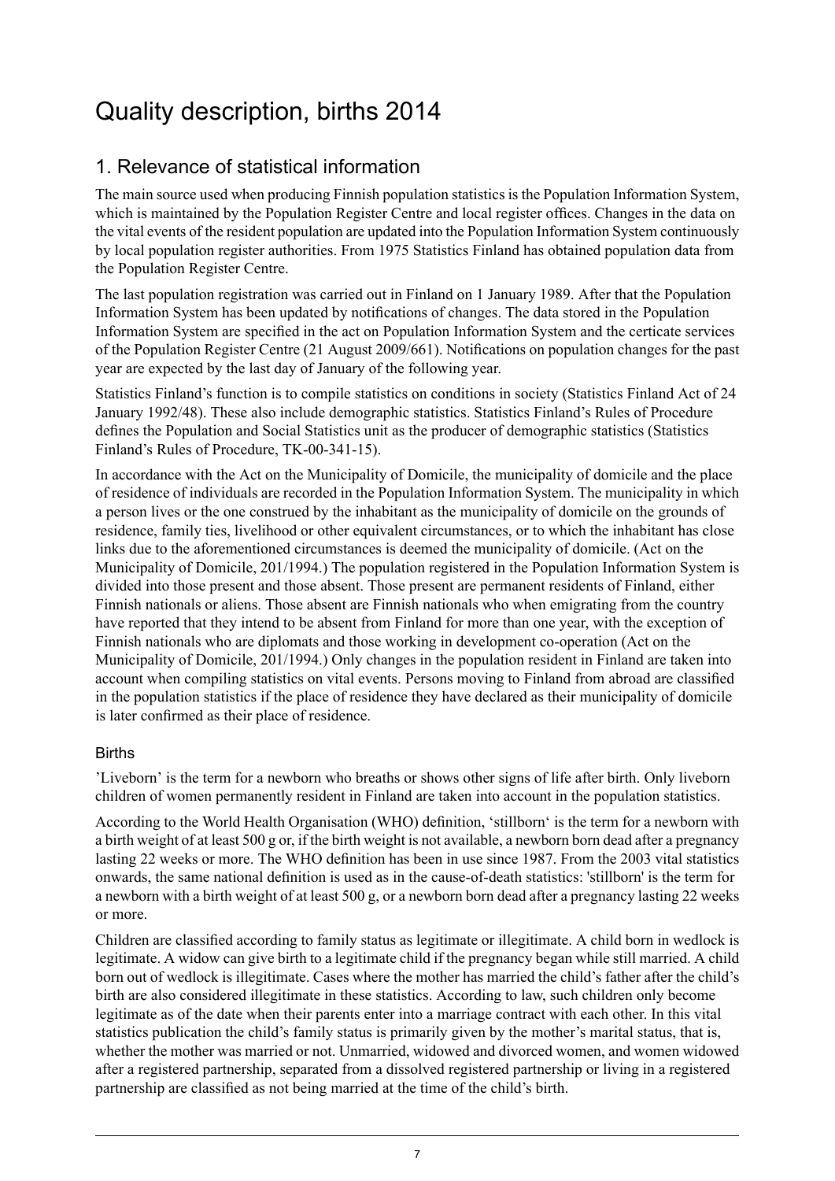# Quality description, births 2014

## 1. Relevance of statistical information

The main source used when producing Finnish population statistics is the Population Information System, which is maintained by the Population Register Centre and local register offices. Changes in the data on the vital events of the resident population are updated into the Population Information System continuously by local population register authorities. From 1975 Statistics Finland has obtained population data from the Population Register Centre.

The last population registration was carried out in Finland on 1 January 1989. After that the Population Information System has been updated by notifications of changes. The data stored in the Population Information System are specified in the act on Population Information System and the certicate services of the Population Register Centre (21 August 2009/661). Notifications on population changes for the past year are expected by the last day of January of the following year.

Statistics Finland's function is to compile statistics on conditions in society (Statistics Finland Act of 24 January 1992/48). These also include demographic statistics. Statistics Finland's Rules of Procedure defines the Population and Social Statistics unit as the producer of demographic statistics (Statistics Finland's Rules of Procedure, TK-00-341-15).

In accordance with the Act on the Municipality of Domicile, the municipality of domicile and the place of residence of individuals are recorded in the Population Information System. The municipality in which a person lives or the one construed by the inhabitant as the municipality of domicile on the grounds of residence, family ties, livelihood or other equivalent circumstances, or to which the inhabitant has close links due to the aforementioned circumstances is deemed the municipality of domicile. (Act on the Municipality of Domicile, 201/1994.) The population registered in the Population Information System is divided into those present and those absent. Those present are permanent residents of Finland, either Finnish nationals or aliens. Those absent are Finnish nationals who when emigrating from the country have reported that they intend to be absent from Finland for more than one year, with the exception of Finnish nationals who are diplomats and those working in development co-operation (Act on the Municipality of Domicile, 201/1994.) Only changes in the population resident in Finland are taken into account when compiling statistics on vital events. Persons moving to Finland from abroad are classified in the population statistics if the place of residence they have declared as their municipality of domicile is later confirmed as their place of residence.

### Births

'Liveborn' is the term for a newborn who breaths or shows other signs of life after birth. Only liveborn children of women permanently resident in Finland are taken into account in the population statistics.

According to the World Health Organisation (WHO) definition, 'stillborn' is the term for a newborn with a birth weight of at least 500 g or, if the birth weight is not available, a newborn born dead after a pregnancy lasting 22 weeks or more. The WHO definition has been in use since 1987. From the 2003 vital statistics onwards, the same national definition is used as in the cause-of-death statistics: 'stillborn' is the term for a newborn with a birth weight of at least 500 g, or a newborn born dead after a pregnancy lasting 22 weeks or more.

Children are classified according to family status as legitimate or illegitimate. A child born in wedlock is legitimate. A widow can give birth to a legitimate child if the pregnancy began while still married. A child born out of wedlock is illegitimate. Cases where the mother has married the child's father after the child's birth are also considered illegitimate in these statistics. According to law, such children only become legitimate as of the date when their parents enter into a marriage contract with each other. In this vital statistics publication the child's family status is primarily given by the mother's marital status, that is, whether the mother was married or not. Unmarried, widowed and divorced women, and women widowed after a registered partnership, separated from a dissolved registered partnership or living in a registered partnership are classified as not being married at the time of the child's birth.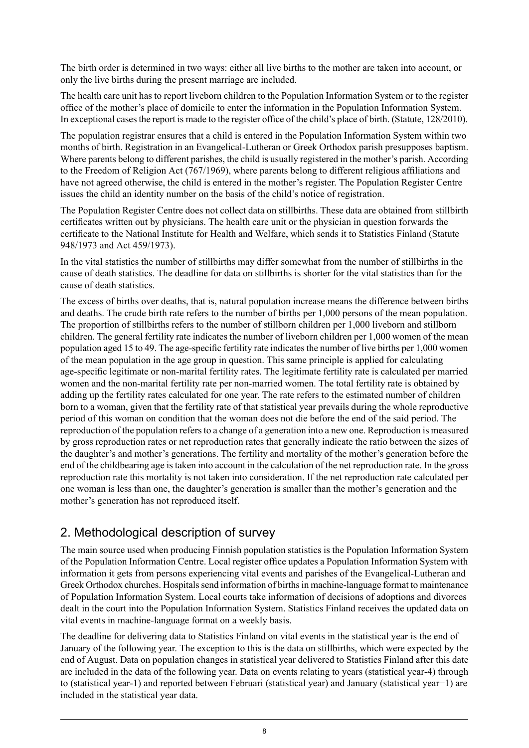The birth order is determined in two ways: either all live births to the mother are taken into account, or only the live births during the present marriage are included.

The health care unit has to report liveborn children to the Population Information System or to the register office of the mother's place of domicile to enter the information in the Population Information System. In exceptional cases the report is made to the register office of the child's place of birth. (Statute, 128/2010).

The population registrar ensures that a child is entered in the Population Information System within two months of birth. Registration in an Evangelical-Lutheran or Greek Orthodox parish presupposes baptism. Where parents belong to different parishes, the child is usually registered in the mother's parish. According to the Freedom of Religion Act (767/1969), where parents belong to different religious affiliations and have not agreed otherwise, the child is entered in the mother's register. The Population Register Centre issues the child an identity number on the basis of the child's notice of registration.

The Population Register Centre does not collect data on stillbirths. These data are obtained from stillbirth certificates written out by physicians. The health care unit or the physician in question forwards the certificate to the National Institute for Health and Welfare, which sends it to Statistics Finland (Statute 948/1973 and Act 459/1973).

In the vital statistics the number of stillbirths may differ somewhat from the number of stillbirths in the cause of death statistics. The deadline for data on stillbirths is shorter for the vital statistics than for the cause of death statistics.

The excess of births over deaths, that is, natural population increase means the difference between births and deaths. The crude birth rate refers to the number of births per 1,000 persons of the mean population. The proportion of stillbirths refers to the number of stillborn children per 1,000 liveborn and stillborn children. The general fertility rate indicates the number of liveborn children per 1,000 women of the mean population aged 15 to 49. The age-specific fertility rate indicates the number of live births per 1,000 women of the mean population in the age group in question. This same principle is applied for calculating age-specific legitimate or non-marital fertility rates. The legitimate fertility rate is calculated per married women and the non-marital fertility rate per non-married women. The total fertility rate is obtained by adding up the fertility rates calculated for one year. The rate refers to the estimated number of children born to a woman, given that the fertility rate of that statistical year prevails during the whole reproductive period of this woman on condition that the woman does not die before the end of the said period. The reproduction of the population refers to a change of a generation into a new one. Reproduction is measured by gross reproduction rates or net reproduction rates that generally indicate the ratio between the sizes of the daughter's and mother's generations. The fertility and mortality of the mother's generation before the end of the childbearing age is taken into account in the calculation of the net reproduction rate. In the gross reproduction rate this mortality is not taken into consideration. If the net reproduction rate calculated per one woman is less than one, the daughter's generation is smaller than the mother's generation and the mother's generation has not reproduced itself.

## 2. Methodological description of survey

The main source used when producing Finnish population statistics is the Population Information System of the Population Information Centre. Local register office updates a Population Information System with information it gets from persons experiencing vital events and parishes of the Evangelical-Lutheran and Greek Orthodox churches. Hospitals send information of births in machine-language format to maintenance of Population Information System. Local courts take information of decisions of adoptions and divorces dealt in the court into the Population Information System. Statistics Finland receives the updated data on vital events in machine-language format on a weekly basis.

The deadline for delivering data to Statistics Finland on vital events in the statistical year is the end of January of the following year. The exception to this is the data on stillbirths, which were expected by the end of August. Data on population changes in statistical year delivered to Statistics Finland after this date are included in the data of the following year. Data on events relating to years (statistical year-4) through to (statistical year-1) and reported between Februari (statistical year) and January (statistical year+1) are included in the statistical year data.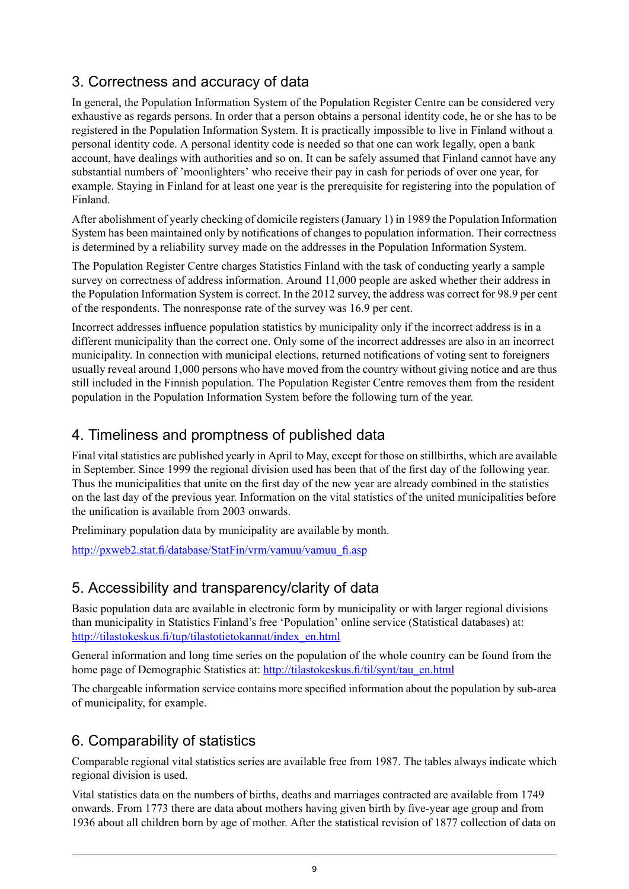## 3. Correctness and accuracy of data

In general, the Population Information System of the Population Register Centre can be considered very exhaustive as regards persons. In order that a person obtains a personal identity code, he or she has to be registered in the Population Information System. It is practically impossible to live in Finland without a personal identity code. A personal identity code is needed so that one can work legally, open a bank account, have dealings with authorities and so on. It can be safely assumed that Finland cannot have any substantial numbers of 'moonlighters' who receive their pay in cash for periods of over one year, for example. Staying in Finland for at least one year is the prerequisite for registering into the population of Finland.

After abolishment of yearly checking of domicile registers (January 1) in 1989 the Population Information System has been maintained only by notifications of changes to population information. Their correctness is determined by a reliability survey made on the addresses in the Population Information System.

The Population Register Centre charges Statistics Finland with the task of conducting yearly a sample survey on correctness of address information. Around 11,000 people are asked whether their address in the Population Information System is correct. In the 2012 survey, the address was correct for 98.9 per cent of the respondents. The nonresponse rate of the survey was 16.9 per cent.

Incorrect addresses influence population statistics by municipality only if the incorrect address is in a different municipality than the correct one. Only some of the incorrect addresses are also in an incorrect municipality. In connection with municipal elections, returned notifications of voting sent to foreigners usually reveal around 1,000 persons who have moved from the country without giving notice and are thus still included in the Finnish population. The Population Register Centre removes them from the resident population in the Population Information System before the following turn of the year.

## 4. Timeliness and promptness of published data

Final vital statistics are published yearly in April to May, except for those on stillbirths, which are available in September. Since 1999 the regional division used has been that of the first day of the following year. Thus the municipalities that unite on the first day of the new year are already combined in the statistics on the last day of the previous year. Information on the vital statistics of the united municipalities before the unification is available from 2003 onwards.

Preliminary population data by municipality are available by month.

http://pxweb2.stat.fi/database/StatFin/vrm/vamuu/vamuu_fi.asp

## 5. Accessibility and transparency/clarity of data

Basic population data are available in electronic form by municipality or with larger regional divisions than municipality in Statistics Finland's free 'Population' online service (Statistical databases) at: http://tilastokeskus.fi/tup/tilastotietokannat/index_en.html

General information and long time series on the population of the whole country can be found from the home page of Demographic Statistics at: http://tilastokeskus.fi/til/synt/tau_en.html

The chargeable information service contains more specified information about the population by sub-area of municipality, for example.

## 6. Comparability of statistics

Comparable regional vital statistics series are available free from 1987. The tables always indicate which regional division is used.

Vital statistics data on the numbers of births, deaths and marriages contracted are available from 1749 onwards. From 1773 there are data about mothers having given birth by five-year age group and from 1936 about all children born by age of mother. After the statistical revision of 1877 collection of data on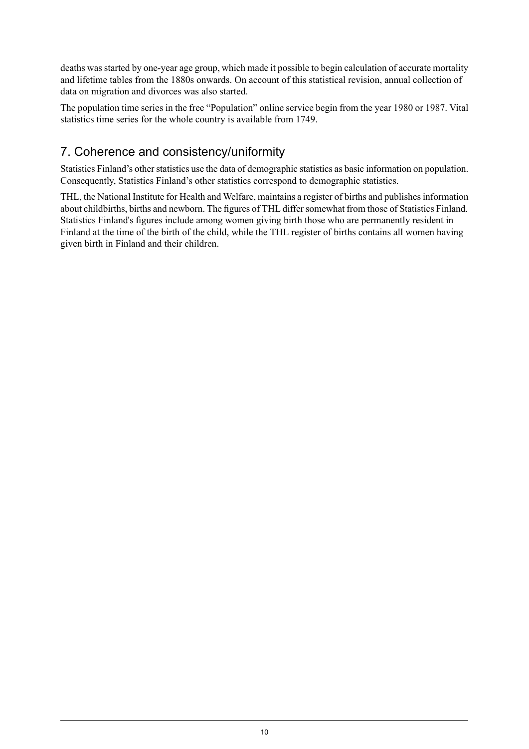deaths was started by one-year age group, which made it possible to begin calculation of accurate mortality and lifetime tables from the 1880s onwards. On account of this statistical revision, annual collection of data on migration and divorces was also started.

The population time series in the free "Population" online service begin from the year 1980 or 1987. Vital statistics time series for the whole country is available from 1749.

## 7. Coherence and consistency/uniformity

Statistics Finland's other statistics use the data of demographic statistics as basic information on population. Consequently, Statistics Finland's other statistics correspond to demographic statistics.

THL, the National Institute for Health and Welfare, maintains a register of births and publishes information about childbirths, births and newborn. The figures of THL differ somewhat from those of Statistics Finland. Statistics Finland's figures include among women giving birth those who are permanently resident in Finland at the time of the birth of the child, while the THL register of births contains all women having given birth in Finland and their children.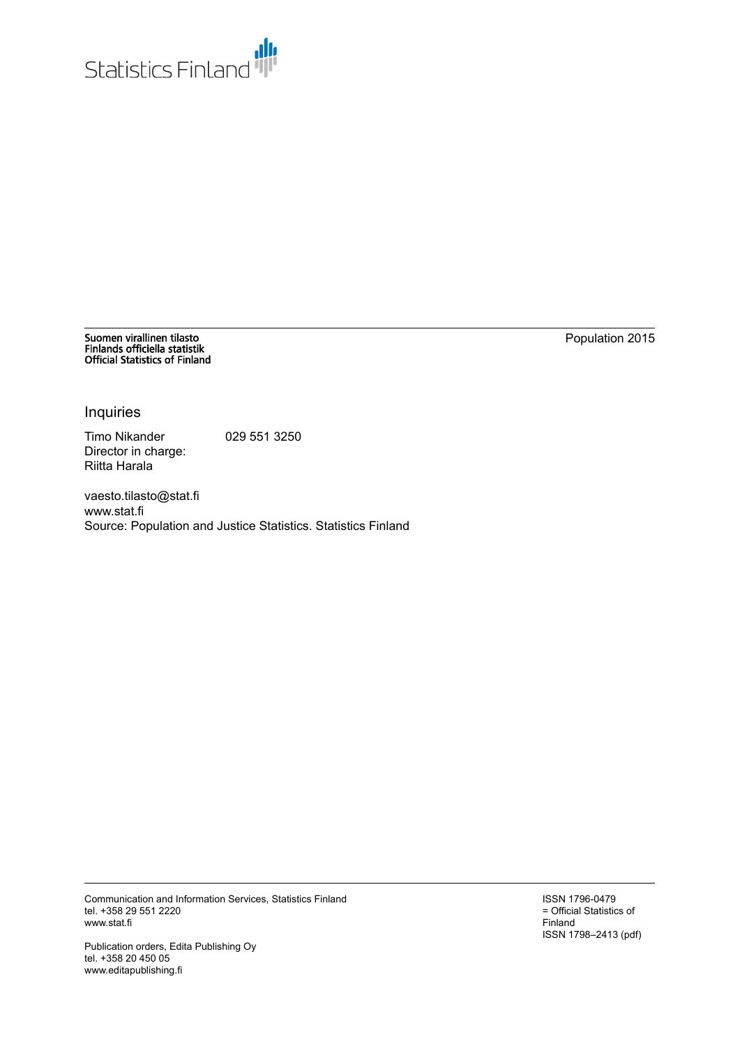Statistics Finland

Suomen virallinen tilasto
Finlands officiella statistik
Official Statistics of Finland

Population 2015

## Inquiries

Timo Nikander 029 551 3250
Director in charge:
Riitta Harala

vaesto.tilasto@stat.fi
www.stat.fi
Source: Population and Justice Statistics. Statistics Finland

Communication and Information Services, Statistics Finland
tel. +358 29 551 2220
www.stat.fi

Publication orders, Edita Publishing Oy
tel. +358 20 450 05
www.editapublishing.fi

ISSN 1796-0479
= Official Statistics of Finland
ISSN 1798–2413 (pdf)